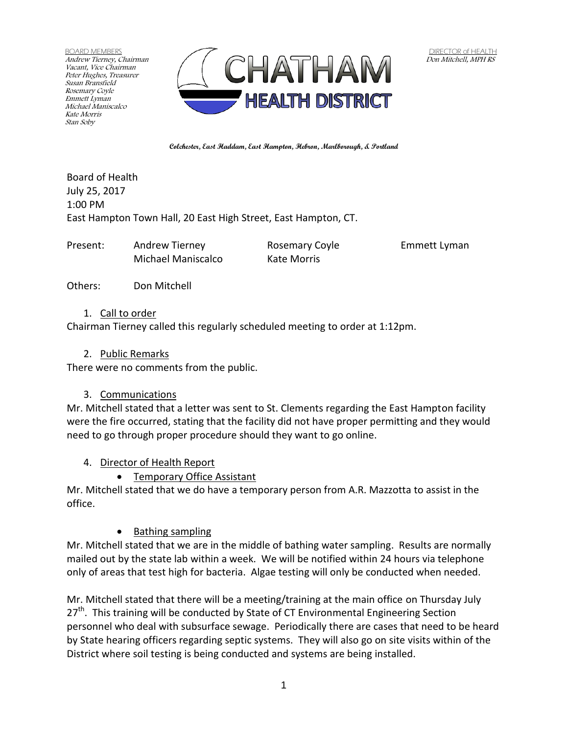BOARD MEMBERS
*Andrew Tierney, Chairman*
*Vacant, Vice Chairman*
*Peter Hughes, Treasurer*
*Susan Bransfield*
*Rosemary Coyle*
*Emmett Lyman*
*Michael Maniscalco*
*Kate Morris*
*Stan Soby*

# CHATHAM HEALTH DISTRICT

DIRECTOR of HEALTH
*Don Mitchell, MPH RS*

**Colchester, East Haddam, East Hampton, Hebron, Marlborough, & Portland**

Board of Health
July 25, 2017
1:00 PM
East Hampton Town Hall, 20 East High Street, East Hampton, CT.

| Present: | Andrew Tierney | Rosemary Coyle | Emmett Lyman |
|---|---|---|---|
| | Michael Maniscalco | Kate Morris | |

Others: Don Mitchell

1. Call to order

Chairman Tierney called this regularly scheduled meeting to order at 1:12pm.

2. Public Remarks

There were no comments from the public.

3. Communications

Mr. Mitchell stated that a letter was sent to St. Clements regarding the East Hampton facility were the fire occurred, stating that the facility did not have proper permitting and they would need to go through proper procedure should they want to go online.

4. Director of Health Report

- Temporary Office Assistant

Mr. Mitchell stated that we do have a temporary person from A.R. Mazzotta to assist in the office.

- Bathing sampling

Mr. Mitchell stated that we are in the middle of bathing water sampling. Results are normally mailed out by the state lab within a week. We will be notified within 24 hours via telephone only of areas that test high for bacteria. Algae testing will only be conducted when needed.

Mr. Mitchell stated that there will be a meeting/training at the main office on Thursday July 27th. This training will be conducted by State of CT Environmental Engineering Section personnel who deal with subsurface sewage. Periodically there are cases that need to be heard by State hearing officers regarding septic systems. They will also go on site visits within of the District where soil testing is being conducted and systems are being installed.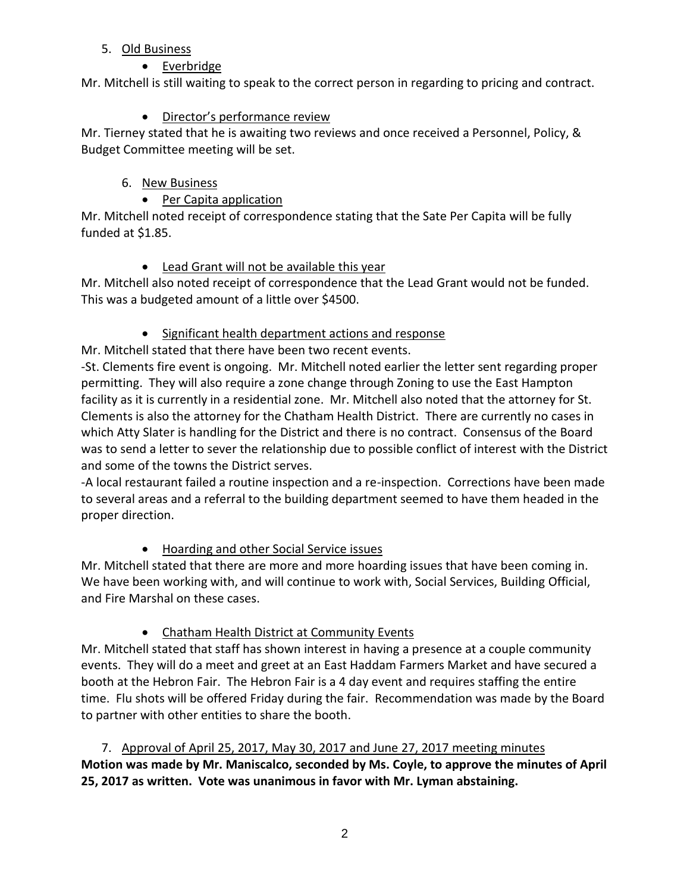5. Old Business
   - Everbridge

Mr. Mitchell is still waiting to speak to the correct person in regarding to pricing and contract.

   - Director's performance review

Mr. Tierney stated that he is awaiting two reviews and once received a Personnel, Policy, & Budget Committee meeting will be set.

6. New Business
   - Per Capita application

Mr. Mitchell noted receipt of correspondence stating that the Sate Per Capita will be fully funded at $1.85.

   - Lead Grant will not be available this year

Mr. Mitchell also noted receipt of correspondence that the Lead Grant would not be funded. This was a budgeted amount of a little over $4500.

   - Significant health department actions and response

Mr. Mitchell stated that there have been two recent events.

-St. Clements fire event is ongoing. Mr. Mitchell noted earlier the letter sent regarding proper permitting. They will also require a zone change through Zoning to use the East Hampton facility as it is currently in a residential zone. Mr. Mitchell also noted that the attorney for St. Clements is also the attorney for the Chatham Health District. There are currently no cases in which Atty Slater is handling for the District and there is no contract. Consensus of the Board was to send a letter to sever the relationship due to possible conflict of interest with the District and some of the towns the District serves.

-A local restaurant failed a routine inspection and a re-inspection. Corrections have been made to several areas and a referral to the building department seemed to have them headed in the proper direction.

   - Hoarding and other Social Service issues

Mr. Mitchell stated that there are more and more hoarding issues that have been coming in. We have been working with, and will continue to work with, Social Services, Building Official, and Fire Marshal on these cases.

   - Chatham Health District at Community Events

Mr. Mitchell stated that staff has shown interest in having a presence at a couple community events. They will do a meet and greet at an East Haddam Farmers Market and have secured a booth at the Hebron Fair. The Hebron Fair is a 4 day event and requires staffing the entire time. Flu shots will be offered Friday during the fair. Recommendation was made by the Board to partner with other entities to share the booth.

7. Approval of April 25, 2017, May 30, 2017 and June 27, 2017 meeting minutes

**Motion was made by Mr. Maniscalco, seconded by Ms. Coyle, to approve the minutes of April 25, 2017 as written. Vote was unanimous in favor with Mr. Lyman abstaining.**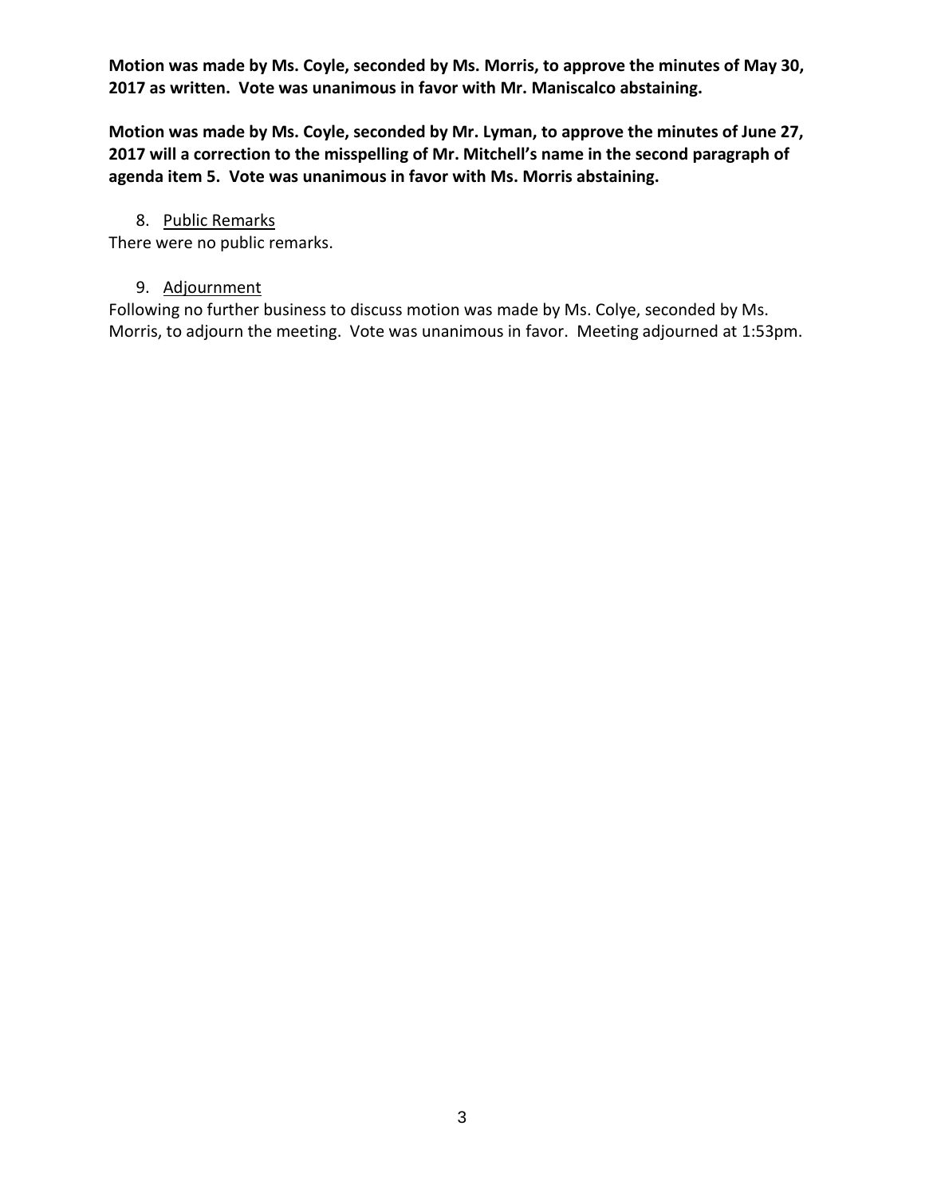**Motion was made by Ms. Coyle, seconded by Ms. Morris, to approve the minutes of May 30, 2017 as written. Vote was unanimous in favor with Mr. Maniscalco abstaining.**

**Motion was made by Ms. Coyle, seconded by Mr. Lyman, to approve the minutes of June 27, 2017 will a correction to the misspelling of Mr. Mitchell's name in the second paragraph of agenda item 5. Vote was unanimous in favor with Ms. Morris abstaining.**

8. <u>Public Remarks</u>

There were no public remarks.

9. <u>Adjournment</u>

Following no further business to discuss motion was made by Ms. Colye, seconded by Ms. Morris, to adjourn the meeting. Vote was unanimous in favor. Meeting adjourned at 1:53pm.